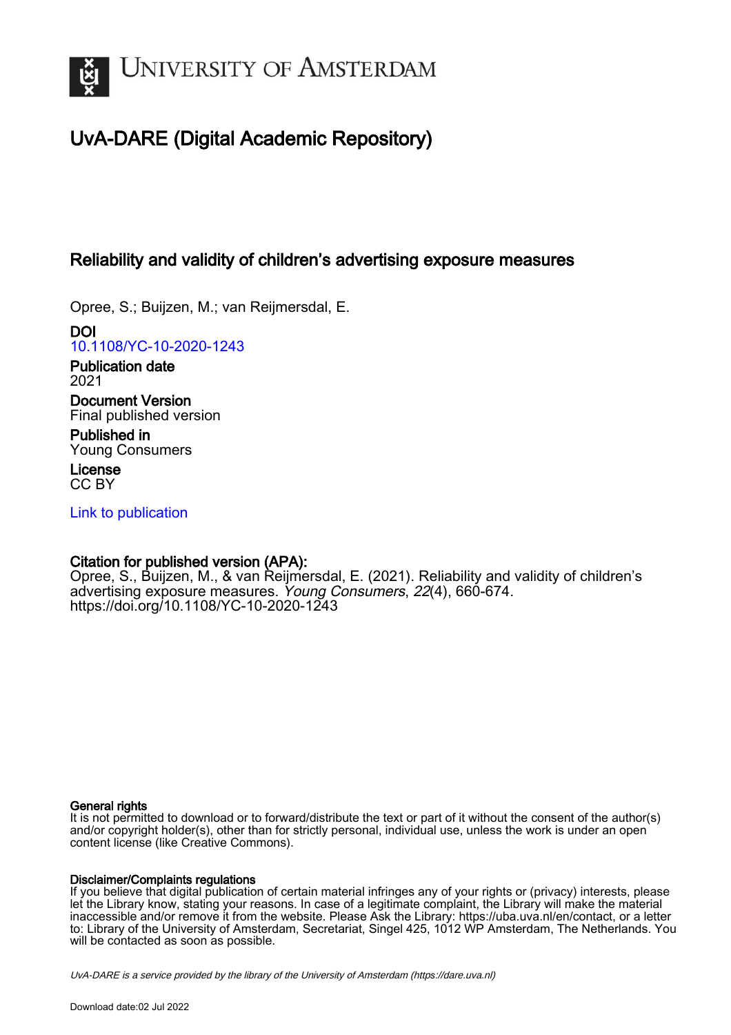# UvA-DARE (Digital Academic Repository)

## Reliability and validity of children's advertising exposure measures

Opree, S.; Buijzen, M.; van Reijmersdal, E.

**DOI**
10.1108/YC-10-2020-1243

**Publication date**
2021

**Document Version**
Final published version

**Published in**
Young Consumers

**License**
CC BY

Link to publication

**Citation for published version (APA):**
Opree, S., Buijzen, M., & van Reijmersdal, E. (2021). Reliability and validity of children's advertising exposure measures. *Young Consumers*, *22*(4), 660-674. https://doi.org/10.1108/YC-10-2020-1243

**General rights**
It is not permitted to download or to forward/distribute the text or part of it without the consent of the author(s) and/or copyright holder(s), other than for strictly personal, individual use, unless the work is under an open content license (like Creative Commons).

**Disclaimer/Complaints regulations**
If you believe that digital publication of certain material infringes any of your rights or (privacy) interests, please let the Library know, stating your reasons. In case of a legitimate complaint, the Library will make the material inaccessible and/or remove it from the website. Please Ask the Library: https://uba.uva.nl/en/contact, or a letter to: Library of the University of Amsterdam, Secretariat, Singel 425, 1012 WP Amsterdam, The Netherlands. You will be contacted as soon as possible.

*UvA-DARE is a service provided by the library of the University of Amsterdam (https://dare.uva.nl)*

Download date:02 Jul 2022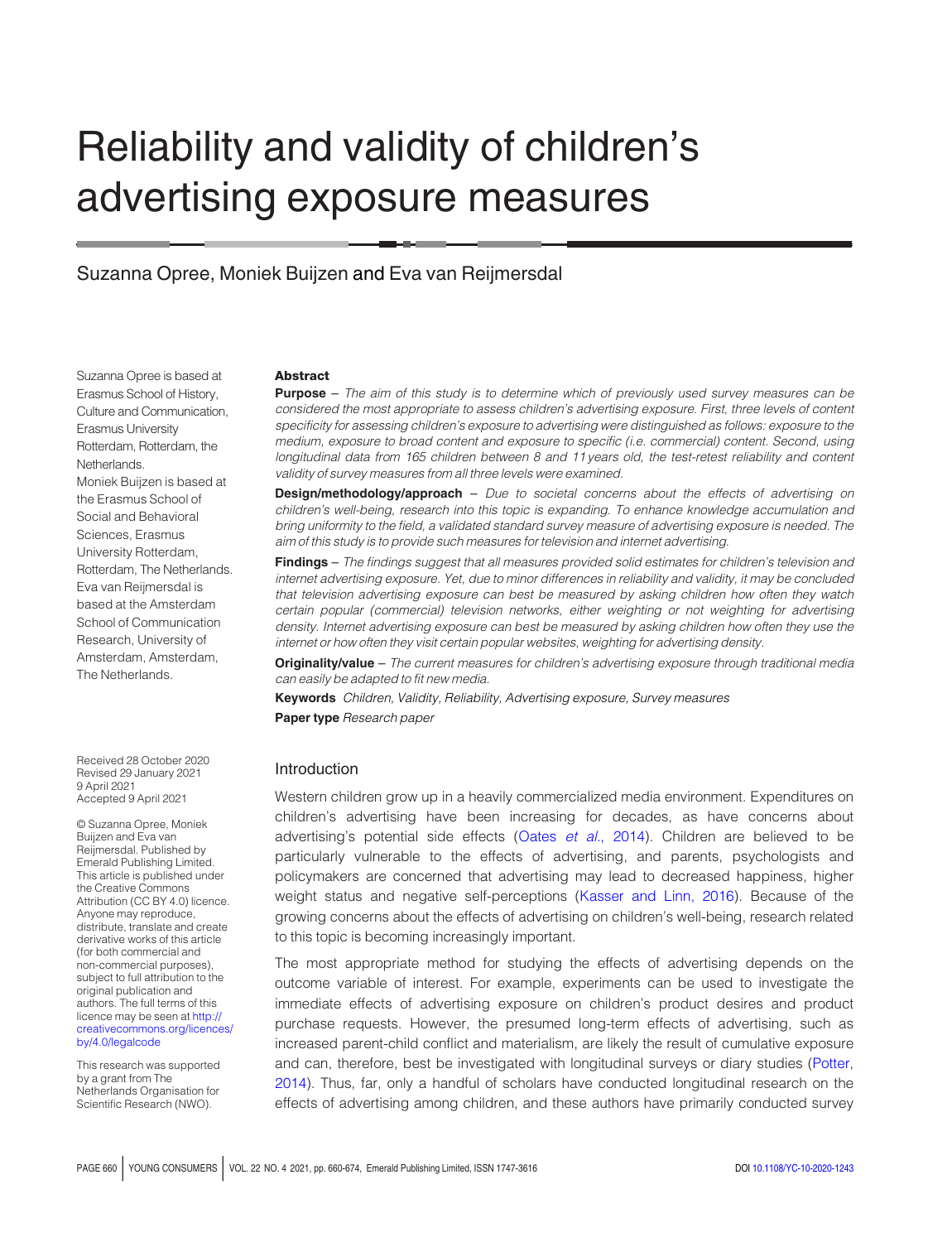# Reliability and validity of children's advertising exposure measures

Suzanna Opree, Moniek Buijzen and Eva van Reijmersdal

Suzanna Opree is based at Erasmus School of History, Culture and Communication, Erasmus University Rotterdam, Rotterdam, the Netherlands.
Moniek Buijzen is based at the Erasmus School of Social and Behavioral Sciences, Erasmus University Rotterdam, Rotterdam, The Netherlands.
Eva van Reijmersdal is based at the Amsterdam School of Communication Research, University of Amsterdam, Amsterdam, The Netherlands.

Received 28 October 2020
Revised 29 January 2021
9 April 2021
Accepted 9 April 2021

© Suzanna Opree, Moniek Buijzen and Eva van Reijmersdal. Published by Emerald Publishing Limited. This article is published under the Creative Commons Attribution (CC BY 4.0) licence. Anyone may reproduce, distribute, translate and create derivative works of this article (for both commercial and non-commercial purposes), subject to full attribution to the original publication and authors. The full terms of this licence may be seen at http://creativecommons.org/licences/by/4.0/legalcode

This research was supported by a grant from The Netherlands Organisation for Scientific Research (NWO).

## Abstract

**Purpose** – *The aim of this study is to determine which of previously used survey measures can be considered the most appropriate to assess children's advertising exposure. First, three levels of content specificity for assessing children's exposure to advertising were distinguished as follows: exposure to the medium, exposure to broad content and exposure to specific (i.e. commercial) content. Second, using longitudinal data from 165 children between 8 and 11 years old, the test-retest reliability and content validity of survey measures from all three levels were examined.*

**Design/methodology/approach** – *Due to societal concerns about the effects of advertising on children's well-being, research into this topic is expanding. To enhance knowledge accumulation and bring uniformity to the field, a validated standard survey measure of advertising exposure is needed. The aim of this study is to provide such measures for television and internet advertising.*

**Findings** – *The findings suggest that all measures provided solid estimates for children's television and internet advertising exposure. Yet, due to minor differences in reliability and validity, it may be concluded that television advertising exposure can best be measured by asking children how often they watch certain popular (commercial) television networks, either weighting or not weighting for advertising density. Internet advertising exposure can best be measured by asking children how often they use the internet or how often they visit certain popular websites, weighting for advertising density.*

**Originality/value** – *The current measures for children's advertising exposure through traditional media can easily be adapted to fit new media.*

**Keywords** *Children, Validity, Reliability, Advertising exposure, Survey measures*

**Paper type** *Research paper*

## Introduction

Western children grow up in a heavily commercialized media environment. Expenditures on children's advertising have been increasing for decades, as have concerns about advertising's potential side effects (Oates *et al.*, 2014). Children are believed to be particularly vulnerable to the effects of advertising, and parents, psychologists and policymakers are concerned that advertising may lead to decreased happiness, higher weight status and negative self-perceptions (Kasser and Linn, 2016). Because of the growing concerns about the effects of advertising on children's well-being, research related to this topic is becoming increasingly important.

The most appropriate method for studying the effects of advertising depends on the outcome variable of interest. For example, experiments can be used to investigate the immediate effects of advertising exposure on children's product desires and product purchase requests. However, the presumed long-term effects of advertising, such as increased parent-child conflict and materialism, are likely the result of cumulative exposure and can, therefore, best be investigated with longitudinal surveys or diary studies (Potter, 2014). Thus, far, only a handful of scholars have conducted longitudinal research on the effects of advertising among children, and these authors have primarily conducted survey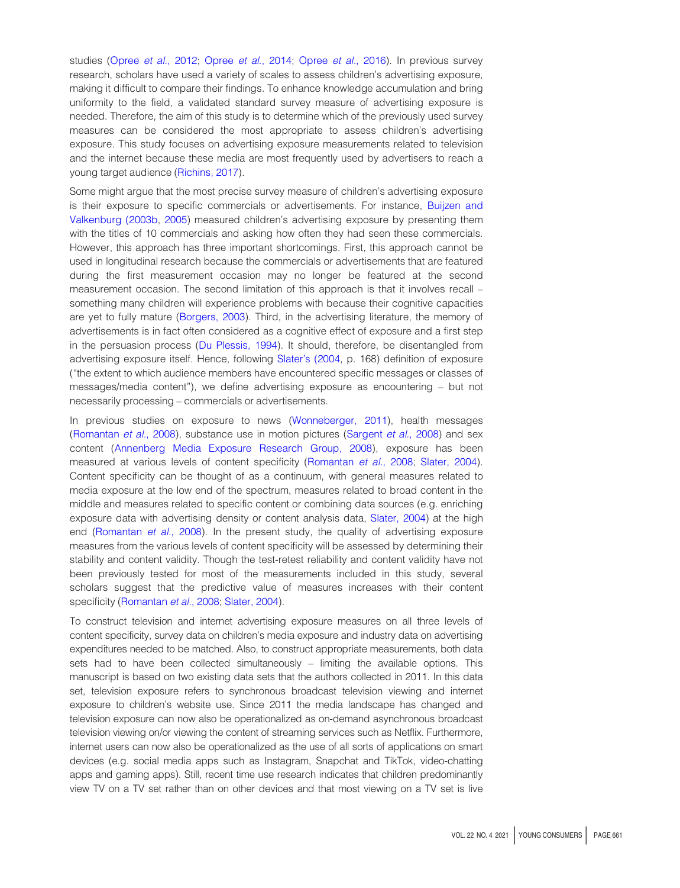studies (Opree *et al.*, 2012; Opree *et al.*, 2014; Opree *et al.*, 2016). In previous survey research, scholars have used a variety of scales to assess children's advertising exposure, making it difficult to compare their findings. To enhance knowledge accumulation and bring uniformity to the field, a validated standard survey measure of advertising exposure is needed. Therefore, the aim of this study is to determine which of the previously used survey measures can be considered the most appropriate to assess children's advertising exposure. This study focuses on advertising exposure measurements related to television and the internet because these media are most frequently used by advertisers to reach a young target audience (Richins, 2017).

Some might argue that the most precise survey measure of children's advertising exposure is their exposure to specific commercials or advertisements. For instance, Buijzen and Valkenburg (2003b, 2005) measured children's advertising exposure by presenting them with the titles of 10 commercials and asking how often they had seen these commercials. However, this approach has three important shortcomings. First, this approach cannot be used in longitudinal research because the commercials or advertisements that are featured during the first measurement occasion may no longer be featured at the second measurement occasion. The second limitation of this approach is that it involves recall – something many children will experience problems with because their cognitive capacities are yet to fully mature (Borgers, 2003). Third, in the advertising literature, the memory of advertisements is in fact often considered as a cognitive effect of exposure and a first step in the persuasion process (Du Plessis, 1994). It should, therefore, be disentangled from advertising exposure itself. Hence, following Slater's (2004, p. 168) definition of exposure ("the extent to which audience members have encountered specific messages or classes of messages/media content"), we define advertising exposure as encountering – but not necessarily processing – commercials or advertisements.

In previous studies on exposure to news (Wonneberger, 2011), health messages (Romantan *et al.*, 2008), substance use in motion pictures (Sargent *et al.*, 2008) and sex content (Annenberg Media Exposure Research Group, 2008), exposure has been measured at various levels of content specificity (Romantan *et al.*, 2008; Slater, 2004). Content specificity can be thought of as a continuum, with general measures related to media exposure at the low end of the spectrum, measures related to broad content in the middle and measures related to specific content or combining data sources (e.g. enriching exposure data with advertising density or content analysis data, Slater, 2004) at the high end (Romantan *et al.*, 2008). In the present study, the quality of advertising exposure measures from the various levels of content specificity will be assessed by determining their stability and content validity. Though the test-retest reliability and content validity have not been previously tested for most of the measurements included in this study, several scholars suggest that the predictive value of measures increases with their content specificity (Romantan *et al.*, 2008; Slater, 2004).

To construct television and internet advertising exposure measures on all three levels of content specificity, survey data on children's media exposure and industry data on advertising expenditures needed to be matched. Also, to construct appropriate measurements, both data sets had to have been collected simultaneously – limiting the available options. This manuscript is based on two existing data sets that the authors collected in 2011. In this data set, television exposure refers to synchronous broadcast television viewing and internet exposure to children's website use. Since 2011 the media landscape has changed and television exposure can now also be operationalized as on-demand asynchronous broadcast television viewing on/or viewing the content of streaming services such as Netflix. Furthermore, internet users can now also be operationalized as the use of all sorts of applications on smart devices (e.g. social media apps such as Instagram, Snapchat and TikTok, video-chatting apps and gaming apps). Still, recent time use research indicates that children predominantly view TV on a TV set rather than on other devices and that most viewing on a TV set is live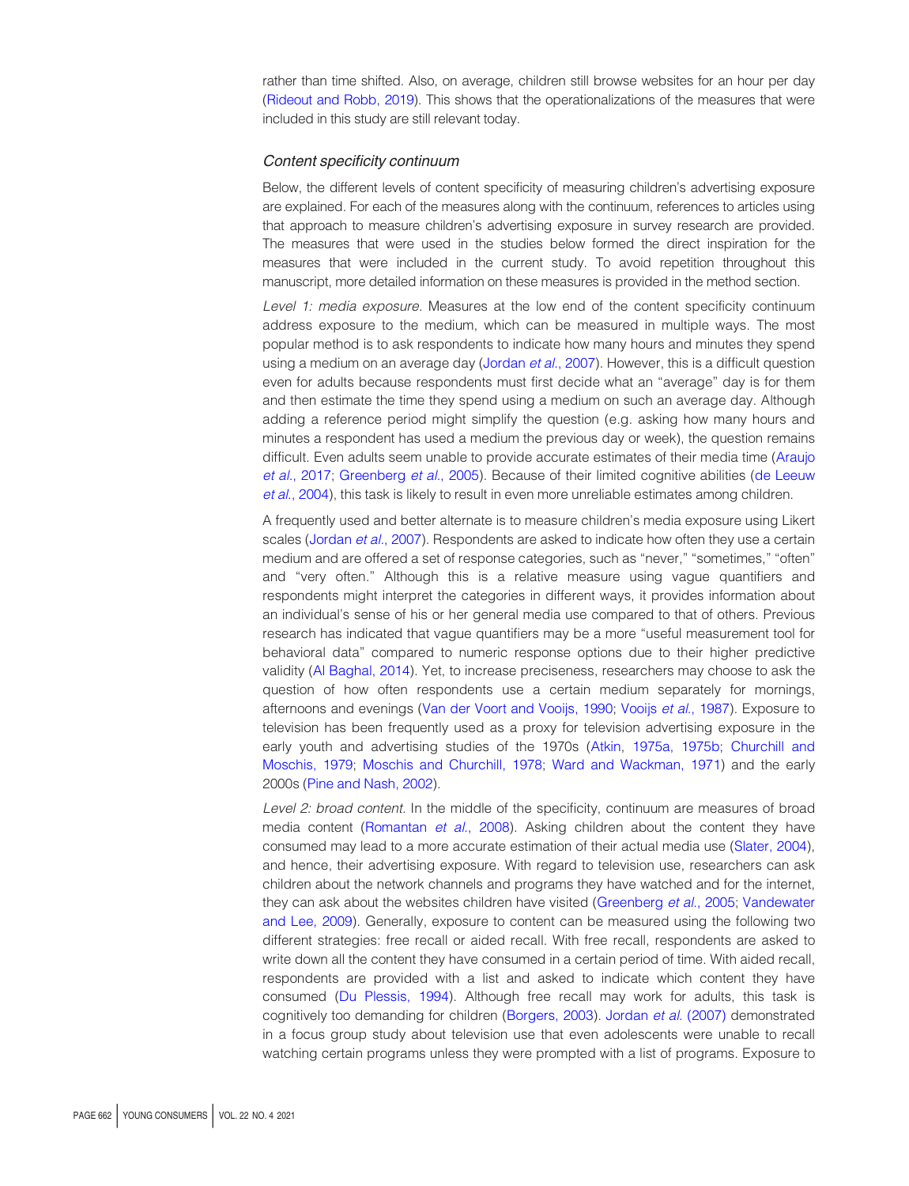rather than time shifted. Also, on average, children still browse websites for an hour per day (Rideout and Robb, 2019). This shows that the operationalizations of the measures that were included in this study are still relevant today.

### *Content specificity continuum*

Below, the different levels of content specificity of measuring children's advertising exposure are explained. For each of the measures along with the continuum, references to articles using that approach to measure children's advertising exposure in survey research are provided. The measures that were used in the studies below formed the direct inspiration for the measures that were included in the current study. To avoid repetition throughout this manuscript, more detailed information on these measures is provided in the method section.

*Level 1: media exposure.* Measures at the low end of the content specificity continuum address exposure to the medium, which can be measured in multiple ways. The most popular method is to ask respondents to indicate how many hours and minutes they spend using a medium on an average day (Jordan *et al.*, 2007). However, this is a difficult question even for adults because respondents must first decide what an "average" day is for them and then estimate the time they spend using a medium on such an average day. Although adding a reference period might simplify the question (e.g. asking how many hours and minutes a respondent has used a medium the previous day or week), the question remains difficult. Even adults seem unable to provide accurate estimates of their media time (Araujo *et al.*, 2017; Greenberg *et al.*, 2005). Because of their limited cognitive abilities (de Leeuw *et al.*, 2004), this task is likely to result in even more unreliable estimates among children.

A frequently used and better alternate is to measure children's media exposure using Likert scales (Jordan *et al.*, 2007). Respondents are asked to indicate how often they use a certain medium and are offered a set of response categories, such as "never," "sometimes," "often" and "very often." Although this is a relative measure using vague quantifiers and respondents might interpret the categories in different ways, it provides information about an individual's sense of his or her general media use compared to that of others. Previous research has indicated that vague quantifiers may be a more "useful measurement tool for behavioral data" compared to numeric response options due to their higher predictive validity (Al Baghal, 2014). Yet, to increase preciseness, researchers may choose to ask the question of how often respondents use a certain medium separately for mornings, afternoons and evenings (Van der Voort and Vooijs, 1990; Vooijs *et al.*, 1987). Exposure to television has been frequently used as a proxy for television advertising exposure in the early youth and advertising studies of the 1970s (Atkin, 1975a, 1975b; Churchill and Moschis, 1979; Moschis and Churchill, 1978; Ward and Wackman, 1971) and the early 2000s (Pine and Nash, 2002).

*Level 2: broad content.* In the middle of the specificity, continuum are measures of broad media content (Romantan *et al.*, 2008). Asking children about the content they have consumed may lead to a more accurate estimation of their actual media use (Slater, 2004), and hence, their advertising exposure. With regard to television use, researchers can ask children about the network channels and programs they have watched and for the internet, they can ask about the websites children have visited (Greenberg *et al.*, 2005; Vandewater and Lee, 2009). Generally, exposure to content can be measured using the following two different strategies: free recall or aided recall. With free recall, respondents are asked to write down all the content they have consumed in a certain period of time. With aided recall, respondents are provided with a list and asked to indicate which content they have consumed (Du Plessis, 1994). Although free recall may work for adults, this task is cognitively too demanding for children (Borgers, 2003). Jordan *et al.* (2007) demonstrated in a focus group study about television use that even adolescents were unable to recall watching certain programs unless they were prompted with a list of programs. Exposure to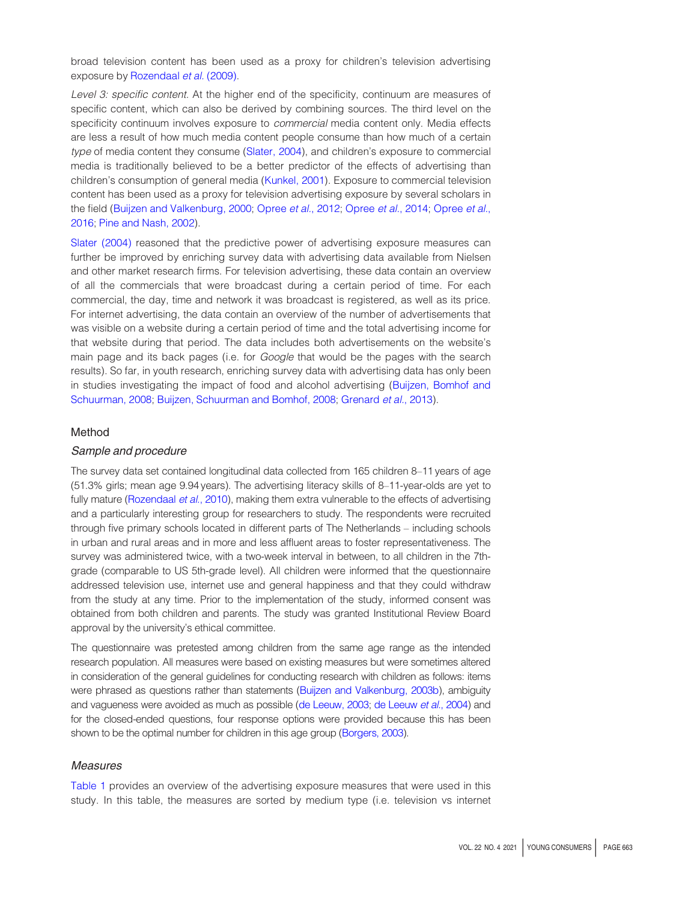broad television content has been used as a proxy for children's television advertising exposure by Rozendaal *et al.* (2009).

*Level 3: specific content.* At the higher end of the specificity, continuum are measures of specific content, which can also be derived by combining sources. The third level on the specificity continuum involves exposure to *commercial* media content only. Media effects are less a result of how much media content people consume than how much of a certain *type* of media content they consume (Slater, 2004), and children's exposure to commercial media is traditionally believed to be a better predictor of the effects of advertising than children's consumption of general media (Kunkel, 2001). Exposure to commercial television content has been used as a proxy for television advertising exposure by several scholars in the field (Buijzen and Valkenburg, 2000; Opree *et al.*, 2012; Opree *et al.*, 2014; Opree *et al.*, 2016; Pine and Nash, 2002).

Slater (2004) reasoned that the predictive power of advertising exposure measures can further be improved by enriching survey data with advertising data available from Nielsen and other market research firms. For television advertising, these data contain an overview of all the commercials that were broadcast during a certain period of time. For each commercial, the day, time and network it was broadcast is registered, as well as its price. For internet advertising, the data contain an overview of the number of advertisements that was visible on a website during a certain period of time and the total advertising income for that website during that period. The data includes both advertisements on the website's main page and its back pages (i.e. for *Google* that would be the pages with the search results). So far, in youth research, enriching survey data with advertising data has only been in studies investigating the impact of food and alcohol advertising (Buijzen, Bomhof and Schuurman, 2008; Buijzen, Schuurman and Bomhof, 2008; Grenard *et al.*, 2013).

## Method

### *Sample and procedure*

The survey data set contained longitudinal data collected from 165 children 8–11 years of age (51.3% girls; mean age 9.94 years). The advertising literacy skills of 8–11-year-olds are yet to fully mature (Rozendaal *et al.*, 2010), making them extra vulnerable to the effects of advertising and a particularly interesting group for researchers to study. The respondents were recruited through five primary schools located in different parts of The Netherlands – including schools in urban and rural areas and in more and less affluent areas to foster representativeness. The survey was administered twice, with a two-week interval in between, to all children in the 7th-grade (comparable to US 5th-grade level). All children were informed that the questionnaire addressed television use, internet use and general happiness and that they could withdraw from the study at any time. Prior to the implementation of the study, informed consent was obtained from both children and parents. The study was granted Institutional Review Board approval by the university's ethical committee.

The questionnaire was pretested among children from the same age range as the intended research population. All measures were based on existing measures but were sometimes altered in consideration of the general guidelines for conducting research with children as follows: items were phrased as questions rather than statements (Buijzen and Valkenburg, 2003b), ambiguity and vagueness were avoided as much as possible (de Leeuw, 2003; de Leeuw *et al.*, 2004) and for the closed-ended questions, four response options were provided because this has been shown to be the optimal number for children in this age group (Borgers, 2003).

### *Measures*

Table 1 provides an overview of the advertising exposure measures that were used in this study. In this table, the measures are sorted by medium type (i.e. television vs internet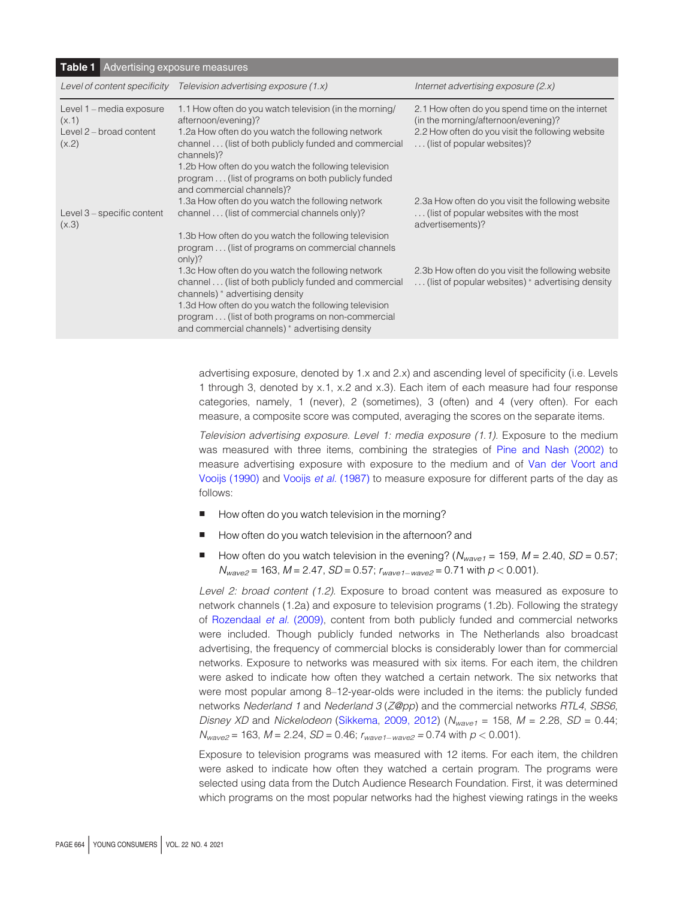**Table 1** Advertising exposure measures

| Level of content specificity | Television advertising exposure (1.x) | Internet advertising exposure (2.x) |
|---|---|---|
| Level 1 – media exposure (x.1) | 1.1 How often do you watch television (in the morning/afternoon/evening)? | 2.1 How often do you spend time on the internet (in the morning/afternoon/evening)? |
| Level 2 – broad content (x.2) | 1.2a How often do you watch the following network channel . . . (list of both publicly funded and commercial channels)?<br>1.2b How often do you watch the following television program . . . (list of programs on both publicly funded and commercial channels)? | 2.2 How often do you visit the following website . . . (list of popular websites)? |
| Level 3 – specific content (x.3) | 1.3a How often do you watch the following network channel . . . (list of commercial channels only)?<br>1.3b How often do you watch the following television program . . . (list of programs on commercial channels only)?<br>1.3c How often do you watch the following network channel . . . (list of both publicly funded and commercial channels) * advertising density<br>1.3d How often do you watch the following television program . . . (list of both programs on non-commercial and commercial channels) * advertising density | 2.3a How often do you visit the following website . . . (list of popular websites with the most advertisements)?<br>2.3b How often do you visit the following website . . . (list of popular websites) * advertising density |

advertising exposure, denoted by 1.x and 2.x) and ascending level of specificity (i.e. Levels 1 through 3, denoted by x.1, x.2 and x.3). Each item of each measure had four response categories, namely, 1 (never), 2 (sometimes), 3 (often) and 4 (very often). For each measure, a composite score was computed, averaging the scores on the separate items.

*Television advertising exposure. Level 1: media exposure (1.1).* Exposure to the medium was measured with three items, combining the strategies of Pine and Nash (2002) to measure advertising exposure with exposure to the medium and of Van der Voort and Vooijs (1990) and Vooijs *et al.* (1987) to measure exposure for different parts of the day as follows:

- How often do you watch television in the morning?
- How often do you watch television in the afternoon? and
- How often do you watch television in the evening? ($N_{wave1}$ = 159, $M$ = 2.40, $SD$ = 0.57; $N_{wave2}$ = 163, $M$ = 2.47, $SD$ = 0.57; $r_{wave1-wave2}$ = 0.71 with $p < 0.001$).

*Level 2: broad content (1.2).* Exposure to broad content was measured as exposure to network channels (1.2a) and exposure to television programs (1.2b). Following the strategy of Rozendaal *et al.* (2009), content from both publicly funded and commercial networks were included. Though publicly funded networks in The Netherlands also broadcast advertising, the frequency of commercial blocks is considerably lower than for commercial networks. Exposure to networks was measured with six items. For each item, the children were asked to indicate how often they watched a certain network. The six networks that were most popular among 8–12-year-olds were included in the items: the publicly funded networks *Nederland 1* and *Nederland 3* (*Z@pp*) and the commercial networks *RTL4*, *SBS6*, *Disney XD* and *Nickelodeon* (Sikkema, 2009, 2012) ($N_{wave1}$ = 158, $M$ = 2.28, $SD$ = 0.44; $N_{wave2}$ = 163, $M$ = 2.24, $SD$ = 0.46; $r_{wave1-wave2}$ = 0.74 with $p < 0.001$).

Exposure to television programs was measured with 12 items. For each item, the children were asked to indicate how often they watched a certain program. The programs were selected using data from the Dutch Audience Research Foundation. First, it was determined which programs on the most popular networks had the highest viewing ratings in the weeks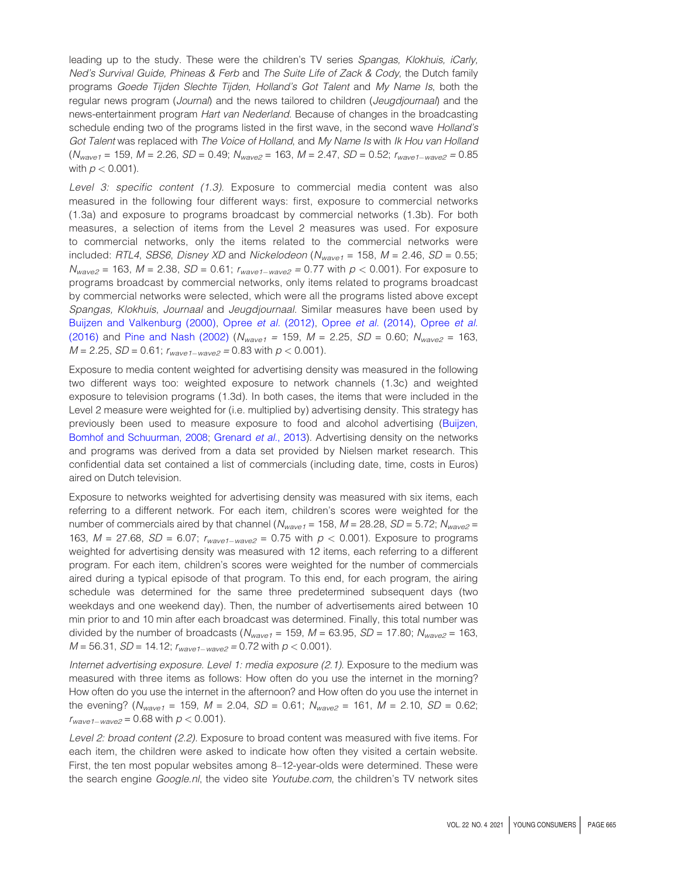leading up to the study. These were the children's TV series *Spangas, Klokhuis, iCarly, Ned's Survival Guide, Phineas & Ferb* and *The Suite Life of Zack & Cody*, the Dutch family programs *Goede Tijden Slechte Tijden*, *Holland's Got Talent* and *My Name Is*, both the regular news program (*Journal*) and the news tailored to children (*Jeugdjournaal*) and the news-entertainment program *Hart van Nederland.* Because of changes in the broadcasting schedule ending two of the programs listed in the first wave, in the second wave *Holland's Got Talent* was replaced with *The Voice of Holland*, and *My Name Is* with *Ik Hou van Holland* ($N_{wave1}$ = 159, $M$ = 2.26, $SD$ = 0.49; $N_{wave2}$ = 163, $M$ = 2.47, $SD$ = 0.52; $r_{wave1-wave2}$ = 0.85 with $p < 0.001$).

*Level 3: specific content (1.3).* Exposure to commercial media content was also measured in the following four different ways: first, exposure to commercial networks (1.3a) and exposure to programs broadcast by commercial networks (1.3b). For both measures, a selection of items from the Level 2 measures was used. For exposure to commercial networks, only the items related to the commercial networks were included: *RTL4*, *SBS6*, *Disney XD* and *Nickelodeon* ($N_{wave1}$ = 158, $M$ = 2.46, $SD$ = 0.55; $N_{wave2}$ = 163, $M$ = 2.38, $SD$ = 0.61; $r_{wave1-wave2}$ = 0.77 with $p < 0.001$). For exposure to programs broadcast by commercial networks, only items related to programs broadcast by commercial networks were selected, which were all the programs listed above except *Spangas, Klokhuis*, *Journaal* and *Jeugdjournaal.* Similar measures have been used by Buijzen and Valkenburg (2000), Opree *et al.* (2012), Opree *et al.* (2014), Opree *et al.* (2016) and Pine and Nash (2002) ($N_{wave1}$ = 159, $M$ = 2.25, $SD$ = 0.60; $N_{wave2}$ = 163, $M$ = 2.25, $SD$ = 0.61; $r_{wave1-wave2}$ = 0.83 with $p < 0.001$).

Exposure to media content weighted for advertising density was measured in the following two different ways too: weighted exposure to network channels (1.3c) and weighted exposure to television programs (1.3d). In both cases, the items that were included in the Level 2 measure were weighted for (i.e. multiplied by) advertising density. This strategy has previously been used to measure exposure to food and alcohol advertising (Buijzen, Bomhof and Schuurman, 2008; Grenard *et al.*, 2013). Advertising density on the networks and programs was derived from a data set provided by Nielsen market research. This confidential data set contained a list of commercials (including date, time, costs in Euros) aired on Dutch television.

Exposure to networks weighted for advertising density was measured with six items, each referring to a different network. For each item, children's scores were weighted for the number of commercials aired by that channel ($N_{wave1}$ = 158, $M$ = 28.28, $SD$ = 5.72; $N_{wave2}$ = 163, $M$ = 27.68, $SD$ = 6.07; $r_{wave1-wave2}$ = 0.75 with $p < 0.001$). Exposure to programs weighted for advertising density was measured with 12 items, each referring to a different program. For each item, children's scores were weighted for the number of commercials aired during a typical episode of that program. To this end, for each program, the airing schedule was determined for the same three predetermined subsequent days (two weekdays and one weekend day). Then, the number of advertisements aired between 10 min prior to and 10 min after each broadcast was determined. Finally, this total number was divided by the number of broadcasts ($N_{wave1}$ = 159, $M$ = 63.95, $SD$ = 17.80; $N_{wave2}$ = 163, $M$ = 56.31, $SD$ = 14.12; $r_{wave1-wave2}$ = 0.72 with $p < 0.001$).

*Internet advertising exposure. Level 1: media exposure (2.1).* Exposure to the medium was measured with three items as follows: How often do you use the internet in the morning? How often do you use the internet in the afternoon? and How often do you use the internet in the evening? ($N_{wave1}$ = 159, $M$ = 2.04, $SD$ = 0.61; $N_{wave2}$ = 161, $M$ = 2.10, $SD$ = 0.62; $r_{wave1-wave2}$ = 0.68 with $p < 0.001$).

*Level 2: broad content (2.2).* Exposure to broad content was measured with five items. For each item, the children were asked to indicate how often they visited a certain website. First, the ten most popular websites among 8–12-year-olds were determined. These were the search engine *Google.nl*, the video site *Youtube.com*, the children's TV network sites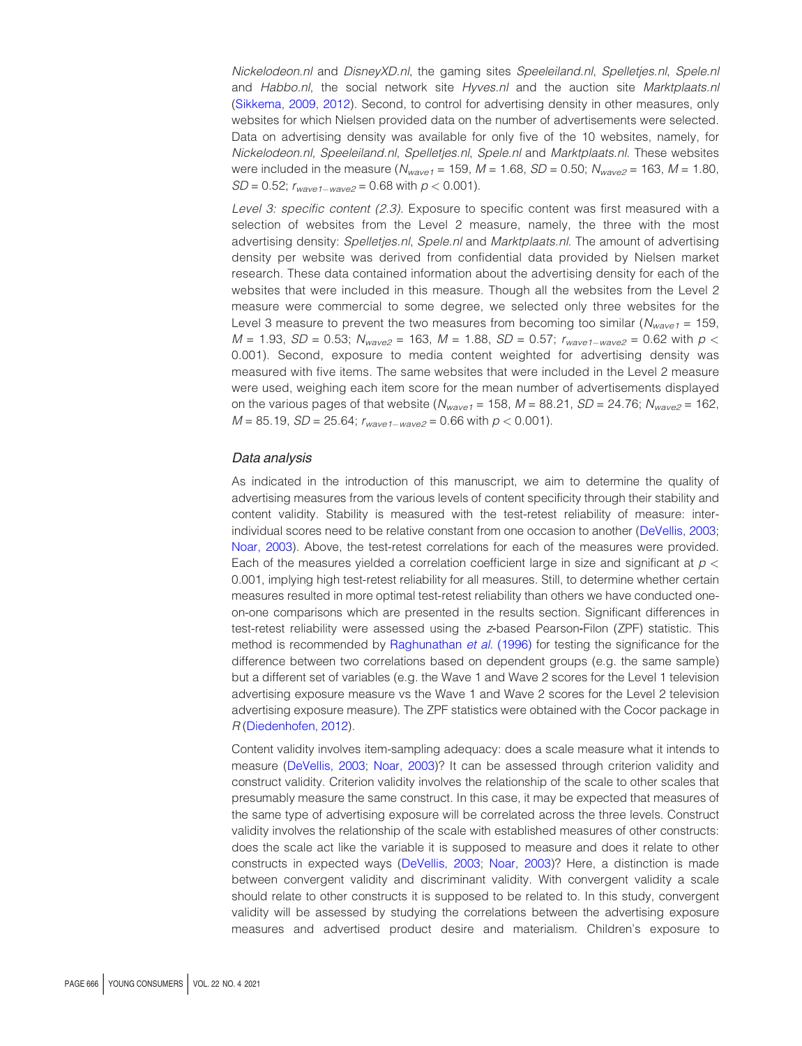*Nickelodeon.nl* and *DisneyXD.nl*, the gaming sites *Speeleiland.nl*, *Spelletjes.nl*, *Spele.nl* and *Habbo.nl*, the social network site *Hyves.nl* and the auction site *Marktplaats.nl* (Sikkema, 2009, 2012). Second, to control for advertising density in other measures, only websites for which Nielsen provided data on the number of advertisements were selected. Data on advertising density was available for only five of the 10 websites, namely, for *Nickelodeon.nl, Speeleiland.nl*, *Spelletjes.nl*, *Spele.nl* and *Marktplaats.nl*. These websites were included in the measure ($N_{wave1}$ = 159, $M$ = 1.68, $SD$ = 0.50; $N_{wave2}$ = 163, $M$ = 1.80, $SD$ = 0.52; $r_{wave1-wave2}$ = 0.68 with $p < 0.001$).

*Level 3: specific content (2.3).* Exposure to specific content was first measured with a selection of websites from the Level 2 measure, namely, the three with the most advertising density: *Spelletjes.nl*, *Spele.nl* and *Marktplaats.nl*. The amount of advertising density per website was derived from confidential data provided by Nielsen market research. These data contained information about the advertising density for each of the websites that were included in this measure. Though all the websites from the Level 2 measure were commercial to some degree, we selected only three websites for the Level 3 measure to prevent the two measures from becoming too similar ($N_{wave1}$ = 159, $M$ = 1.93, $SD$ = 0.53; $N_{wave2}$ = 163, $M$ = 1.88, $SD$ = 0.57; $r_{wave1-wave2}$ = 0.62 with $p <$ 0.001). Second, exposure to media content weighted for advertising density was measured with five items. The same websites that were included in the Level 2 measure were used, weighing each item score for the mean number of advertisements displayed on the various pages of that website ($N_{wave1}$ = 158, $M$ = 88.21, $SD$ = 24.76; $N_{wave2}$ = 162, $M$ = 85.19, $SD$ = 25.64; $r_{wave1-wave2}$ = 0.66 with $p < 0.001$).

### *Data analysis*

As indicated in the introduction of this manuscript, we aim to determine the quality of advertising measures from the various levels of content specificity through their stability and content validity. Stability is measured with the test-retest reliability of measure: inter-individual scores need to be relative constant from one occasion to another (DeVellis, 2003; Noar, 2003). Above, the test-retest correlations for each of the measures were provided. Each of the measures yielded a correlation coefficient large in size and significant at $p <$ 0.001, implying high test-retest reliability for all measures. Still, to determine whether certain measures resulted in more optimal test-retest reliability than others we have conducted one-on-one comparisons which are presented in the results section. Significant differences in test-retest reliability were assessed using the *z*-based Pearson-Filon (ZPF) statistic. This method is recommended by Raghunathan *et al.* (1996) for testing the significance for the difference between two correlations based on dependent groups (e.g. the same sample) but a different set of variables (e.g. the Wave 1 and Wave 2 scores for the Level 1 television advertising exposure measure vs the Wave 1 and Wave 2 scores for the Level 2 television advertising exposure measure). The ZPF statistics were obtained with the Cocor package in *R* (Diedenhofen, 2012).

Content validity involves item-sampling adequacy: does a scale measure what it intends to measure (DeVellis, 2003; Noar, 2003)? It can be assessed through criterion validity and construct validity. Criterion validity involves the relationship of the scale to other scales that presumably measure the same construct. In this case, it may be expected that measures of the same type of advertising exposure will be correlated across the three levels. Construct validity involves the relationship of the scale with established measures of other constructs: does the scale act like the variable it is supposed to measure and does it relate to other constructs in expected ways (DeVellis, 2003; Noar, 2003)? Here, a distinction is made between convergent validity and discriminant validity. With convergent validity a scale should relate to other constructs it is supposed to be related to. In this study, convergent validity will be assessed by studying the correlations between the advertising exposure measures and advertised product desire and materialism. Children's exposure to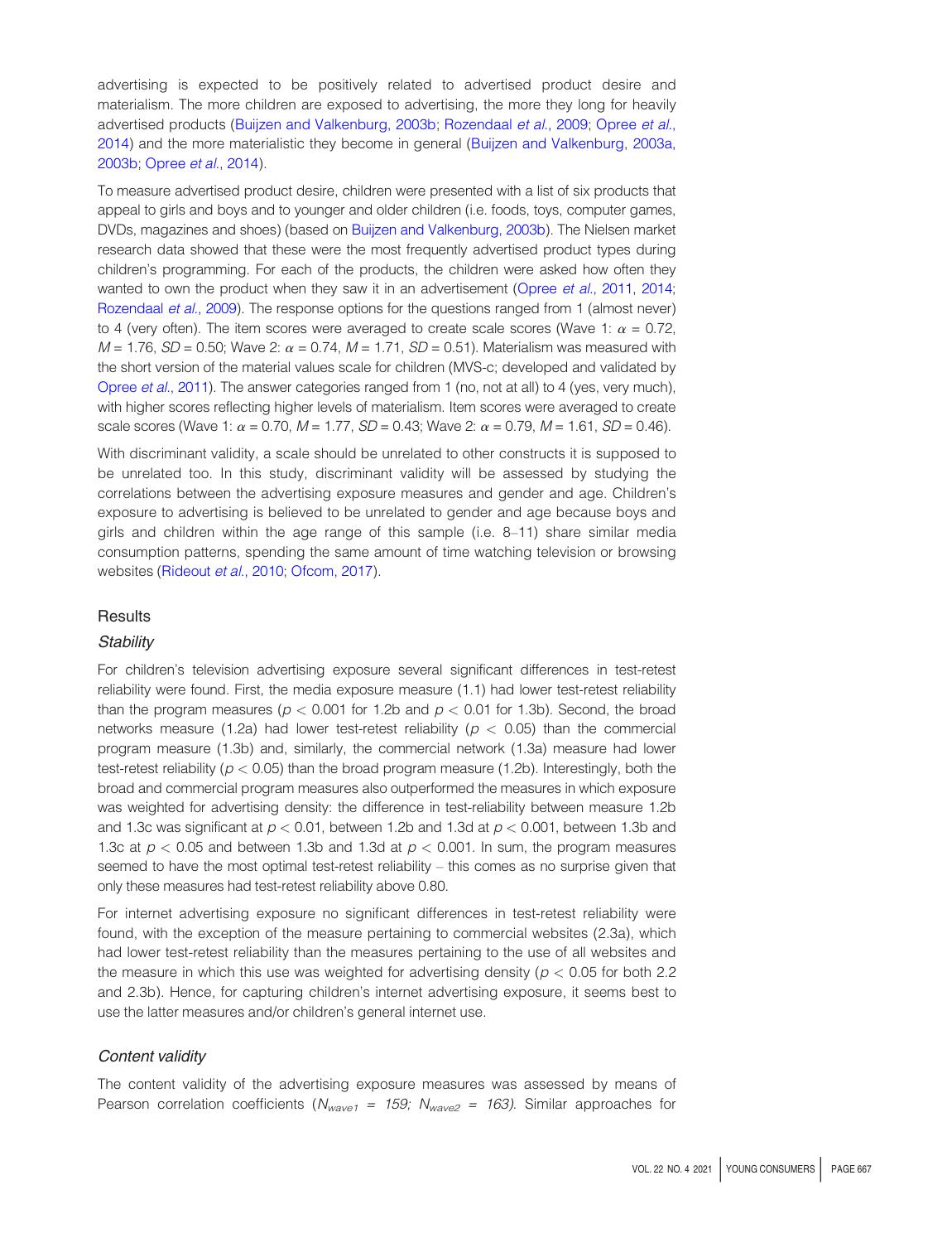advertising is expected to be positively related to advertised product desire and materialism. The more children are exposed to advertising, the more they long for heavily advertised products (Buijzen and Valkenburg, 2003b; Rozendaal *et al.*, 2009; Opree *et al.*, 2014) and the more materialistic they become in general (Buijzen and Valkenburg, 2003a, 2003b; Opree *et al.*, 2014).

To measure advertised product desire, children were presented with a list of six products that appeal to girls and boys and to younger and older children (i.e. foods, toys, computer games, DVDs, magazines and shoes) (based on Buijzen and Valkenburg, 2003b). The Nielsen market research data showed that these were the most frequently advertised product types during children's programming. For each of the products, the children were asked how often they wanted to own the product when they saw it in an advertisement (Opree *et al.*, 2011, 2014; Rozendaal *et al.*, 2009). The response options for the questions ranged from 1 (almost never) to 4 (very often). The item scores were averaged to create scale scores (Wave 1: $\alpha = 0.72$, $M = 1.76$, $SD = 0.50$; Wave 2: $\alpha = 0.74$, $M = 1.71$, $SD = 0.51$). Materialism was measured with the short version of the material values scale for children (MVS-c; developed and validated by Opree *et al.*, 2011). The answer categories ranged from 1 (no, not at all) to 4 (yes, very much), with higher scores reflecting higher levels of materialism. Item scores were averaged to create scale scores (Wave 1: $\alpha = 0.70$, $M = 1.77$, $SD = 0.43$; Wave 2: $\alpha = 0.79$, $M = 1.61$, $SD = 0.46$).

With discriminant validity, a scale should be unrelated to other constructs it is supposed to be unrelated too. In this study, discriminant validity will be assessed by studying the correlations between the advertising exposure measures and gender and age. Children's exposure to advertising is believed to be unrelated to gender and age because boys and girls and children within the age range of this sample (i.e. 8–11) share similar media consumption patterns, spending the same amount of time watching television or browsing websites (Rideout *et al.*, 2010; Ofcom, 2017).

## Results

### *Stability*

For children's television advertising exposure several significant differences in test-retest reliability were found. First, the media exposure measure (1.1) had lower test-retest reliability than the program measures ($p < 0.001$ for 1.2b and $p < 0.01$ for 1.3b). Second, the broad networks measure (1.2a) had lower test-retest reliability ($p < 0.05$) than the commercial program measure (1.3b) and, similarly, the commercial network (1.3a) measure had lower test-retest reliability ($p < 0.05$) than the broad program measure (1.2b). Interestingly, both the broad and commercial program measures also outperformed the measures in which exposure was weighted for advertising density: the difference in test-reliability between measure 1.2b and 1.3c was significant at $p < 0.01$, between 1.2b and 1.3d at $p < 0.001$, between 1.3b and 1.3c at $p < 0.05$ and between 1.3b and 1.3d at $p < 0.001$. In sum, the program measures seemed to have the most optimal test-retest reliability – this comes as no surprise given that only these measures had test-retest reliability above 0.80.

For internet advertising exposure no significant differences in test-retest reliability were found, with the exception of the measure pertaining to commercial websites (2.3a), which had lower test-retest reliability than the measures pertaining to the use of all websites and the measure in which this use was weighted for advertising density ($p < 0.05$ for both 2.2 and 2.3b). Hence, for capturing children's internet advertising exposure, it seems best to use the latter measures and/or children's general internet use.

### *Content validity*

The content validity of the advertising exposure measures was assessed by means of Pearson correlation coefficients ($N_{wave1}$ = *159;* $N_{wave2}$ = *163).* Similar approaches for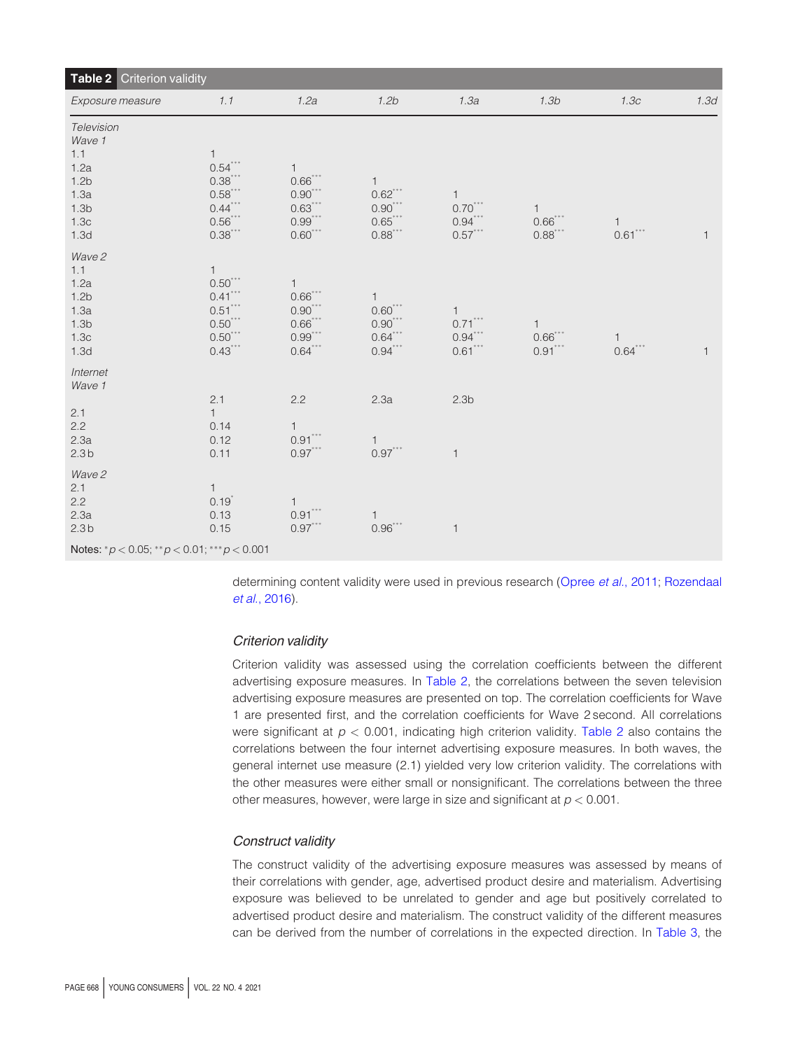**Table 2** Criterion validity

| *Exposure measure* | *1.1* | *1.2a* | *1.2b* | *1.3a* | *1.3b* | *1.3c* | *1.3d* |
|---|---|---|---|---|---|---|---|
| *Television* | | | | | | | |
| *Wave 1* | | | | | | | |
| 1.1 | 1 | | | | | | |
| 1.2a | 0.54*** | 1 | | | | | |
| 1.2b | 0.38*** | 0.66*** | 1 | | | | |
| 1.3a | 0.58*** | 0.90*** | 0.62*** | 1 | | | |
| 1.3b | 0.44*** | 0.63*** | 0.90*** | 0.70*** | 1 | | |
| 1.3c | 0.56*** | 0.99*** | 0.65*** | 0.94*** | 0.66*** | 1 | |
| 1.3d | 0.38*** | 0.60*** | 0.88*** | 0.57*** | 0.88*** | 0.61*** | 1 |
| *Wave 2* | | | | | | | |
| 1.1 | 1 | | | | | | |
| 1.2a | 0.50*** | 1 | | | | | |
| 1.2b | 0.41*** | 0.66*** | 1 | | | | |
| 1.3a | 0.51*** | 0.90*** | 0.60*** | 1 | | | |
| 1.3b | 0.50*** | 0.66*** | 0.90*** | 0.71*** | 1 | | |
| 1.3c | 0.50*** | 0.99*** | 0.64*** | 0.94*** | 0.66*** | 1 | |
| 1.3d | 0.43*** | 0.64*** | 0.94*** | 0.61*** | 0.91*** | 0.64*** | 1 |
| *Internet* | | | | | | | |
| *Wave 1* | | | | | | | |
| | 2.1 | 2.2 | 2.3a | 2.3b | | | |
| 2.1 | 1 | | | | | | |
| 2.2 | 0.14 | 1 | | | | | |
| 2.3a | 0.12 | 0.91*** | 1 | | | | |
| 2.3b | 0.11 | 0.97*** | 0.97*** | 1 | | | |
| *Wave 2* | | | | | | | |
| 2.1 | 1 | | | | | | |
| 2.2 | 0.19* | 1 | | | | | |
| 2.3a | 0.13 | 0.91*** | 1 | | | | |
| 2.3b | 0.15 | 0.97*** | 0.96*** | 1 | | | |

**Notes:** *$p < 0.05$; **$p < 0.01$; ***$p < 0.001$

determining content validity were used in previous research (Opree *et al.*, 2011; Rozendaal *et al.*, 2016).

### *Criterion validity*

Criterion validity was assessed using the correlation coefficients between the different advertising exposure measures. In Table 2, the correlations between the seven television advertising exposure measures are presented on top. The correlation coefficients for Wave 1 are presented first, and the correlation coefficients for Wave 2 second. All correlations were significant at $p < 0.001$, indicating high criterion validity. Table 2 also contains the correlations between the four internet advertising exposure measures. In both waves, the general internet use measure (2.1) yielded very low criterion validity. The correlations with the other measures were either small or nonsignificant. The correlations between the three other measures, however, were large in size and significant at $p < 0.001$.

### *Construct validity*

The construct validity of the advertising exposure measures was assessed by means of their correlations with gender, age, advertised product desire and materialism. Advertising exposure was believed to be unrelated to gender and age but positively correlated to advertised product desire and materialism. The construct validity of the different measures can be derived from the number of correlations in the expected direction. In Table 3, the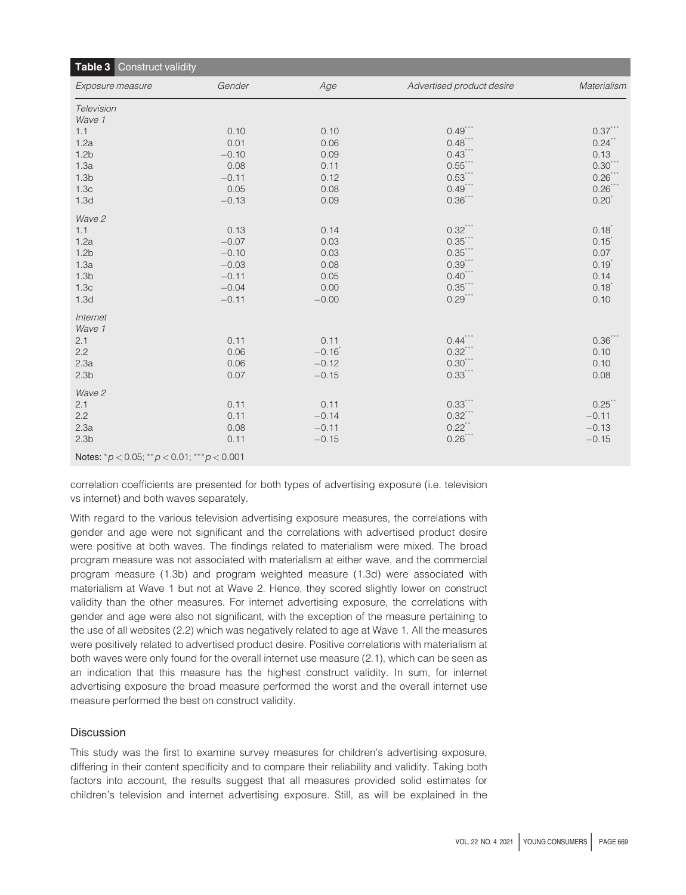**Table 3** Construct validity

| *Exposure measure* | *Gender* | *Age* | *Advertised product desire* | *Materialism* |
|---|---|---|---|---|
| *Television* | | | | |
| *Wave 1* | | | | |
| 1.1 | 0.10 | 0.10 | 0.49*** | 0.37*** |
| 1.2a | 0.01 | 0.06 | 0.48*** | 0.24** |
| 1.2b | −0.10 | 0.09 | 0.43*** | 0.13 |
| 1.3a | 0.08 | 0.11 | 0.55*** | 0.30*** |
| 1.3b | −0.11 | 0.12 | 0.53*** | 0.26*** |
| 1.3c | 0.05 | 0.08 | 0.49*** | 0.26*** |
| 1.3d | −0.13 | 0.09 | 0.36*** | 0.20* |
| *Wave 2* | | | | |
| 1.1 | 0.13 | 0.14 | 0.32*** | 0.18* |
| 1.2a | −0.07 | 0.03 | 0.35*** | 0.15* |
| 1.2b | −0.10 | 0.03 | 0.35*** | 0.07 |
| 1.3a | −0.03 | 0.08 | 0.39*** | 0.19* |
| 1.3b | −0.11 | 0.05 | 0.40*** | 0.14 |
| 1.3c | −0.04 | 0.00 | 0.35*** | 0.18* |
| 1.3d | −0.11 | −0.00 | 0.29*** | 0.10 |
| *Internet* | | | | |
| *Wave 1* | | | | |
| 2.1 | 0.11 | 0.11 | 0.44*** | 0.36*** |
| 2.2 | 0.06 | −0.16* | 0.32*** | 0.10 |
| 2.3a | 0.06 | −0.12 | 0.30*** | 0.10 |
| 2.3b | 0.07 | −0.15 | 0.33*** | 0.08 |
| *Wave 2* | | | | |
| 2.1 | 0.11 | 0.11 | 0.33*** | 0.25** |
| 2.2 | 0.11 | −0.14 | 0.32*** | −0.11 |
| 2.3a | 0.08 | −0.11 | 0.22** | −0.13 |
| 2.3b | 0.11 | −0.15 | 0.26*** | −0.15 |

**Notes:** \*$p < 0.05$; \*\*$p < 0.01$; \*\*\*$p < 0.001$

correlation coefficients are presented for both types of advertising exposure (i.e. television vs internet) and both waves separately.

With regard to the various television advertising exposure measures, the correlations with gender and age were not significant and the correlations with advertised product desire were positive at both waves. The findings related to materialism were mixed. The broad program measure was not associated with materialism at either wave, and the commercial program measure (1.3b) and program weighted measure (1.3d) were associated with materialism at Wave 1 but not at Wave 2. Hence, they scored slightly lower on construct validity than the other measures. For internet advertising exposure, the correlations with gender and age were also not significant, with the exception of the measure pertaining to the use of all websites (2.2) which was negatively related to age at Wave 1. All the measures were positively related to advertised product desire. Positive correlations with materialism at both waves were only found for the overall internet use measure (2.1), which can be seen as an indication that this measure has the highest construct validity. In sum, for internet advertising exposure the broad measure performed the worst and the overall internet use measure performed the best on construct validity.

## Discussion

This study was the first to examine survey measures for children's advertising exposure, differing in their content specificity and to compare their reliability and validity. Taking both factors into account, the results suggest that all measures provided solid estimates for children's television and internet advertising exposure. Still, as will be explained in the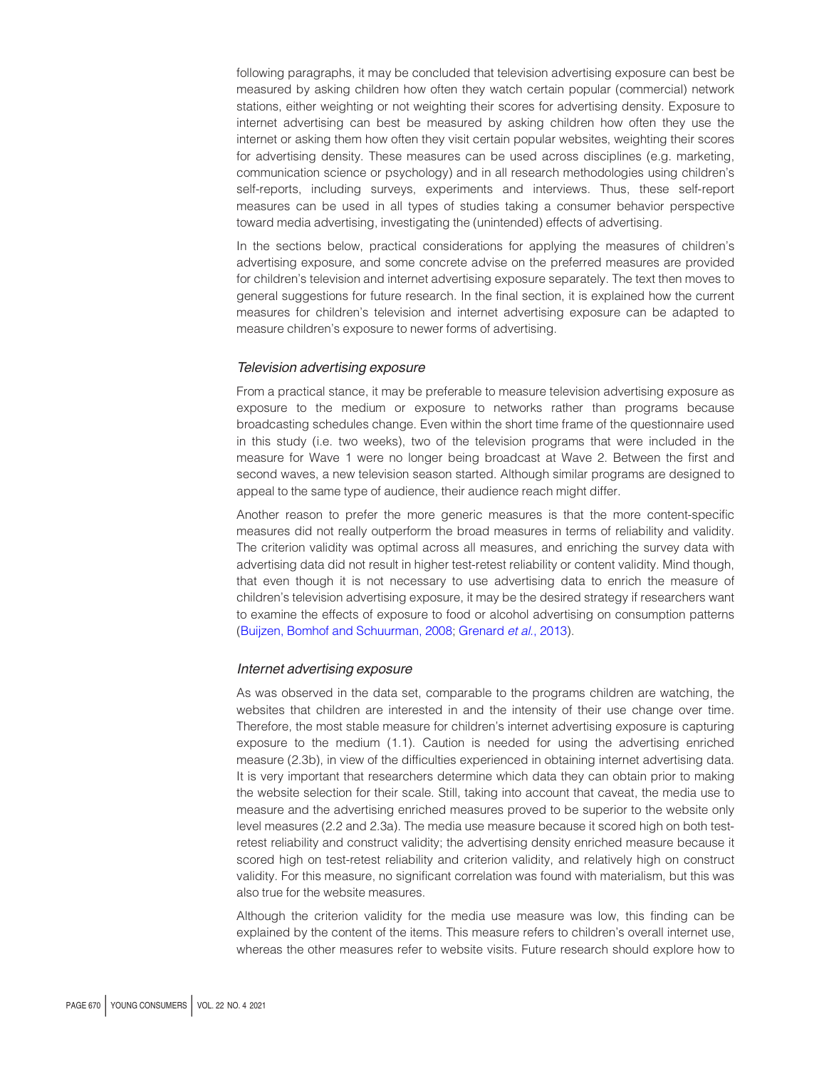following paragraphs, it may be concluded that television advertising exposure can best be measured by asking children how often they watch certain popular (commercial) network stations, either weighting or not weighting their scores for advertising density. Exposure to internet advertising can best be measured by asking children how often they use the internet or asking them how often they visit certain popular websites, weighting their scores for advertising density. These measures can be used across disciplines (e.g. marketing, communication science or psychology) and in all research methodologies using children's self-reports, including surveys, experiments and interviews. Thus, these self-report measures can be used in all types of studies taking a consumer behavior perspective toward media advertising, investigating the (unintended) effects of advertising.

In the sections below, practical considerations for applying the measures of children's advertising exposure, and some concrete advise on the preferred measures are provided for children's television and internet advertising exposure separately. The text then moves to general suggestions for future research. In the final section, it is explained how the current measures for children's television and internet advertising exposure can be adapted to measure children's exposure to newer forms of advertising.

### *Television advertising exposure*

From a practical stance, it may be preferable to measure television advertising exposure as exposure to the medium or exposure to networks rather than programs because broadcasting schedules change. Even within the short time frame of the questionnaire used in this study (i.e. two weeks), two of the television programs that were included in the measure for Wave 1 were no longer being broadcast at Wave 2. Between the first and second waves, a new television season started. Although similar programs are designed to appeal to the same type of audience, their audience reach might differ.

Another reason to prefer the more generic measures is that the more content-specific measures did not really outperform the broad measures in terms of reliability and validity. The criterion validity was optimal across all measures, and enriching the survey data with advertising data did not result in higher test-retest reliability or content validity. Mind though, that even though it is not necessary to use advertising data to enrich the measure of children's television advertising exposure, it may be the desired strategy if researchers want to examine the effects of exposure to food or alcohol advertising on consumption patterns (Buijzen, Bomhof and Schuurman, 2008; Grenard *et al.*, 2013).

### *Internet advertising exposure*

As was observed in the data set, comparable to the programs children are watching, the websites that children are interested in and the intensity of their use change over time. Therefore, the most stable measure for children's internet advertising exposure is capturing exposure to the medium (1.1). Caution is needed for using the advertising enriched measure (2.3b), in view of the difficulties experienced in obtaining internet advertising data. It is very important that researchers determine which data they can obtain prior to making the website selection for their scale. Still, taking into account that caveat, the media use to measure and the advertising enriched measures proved to be superior to the website only level measures (2.2 and 2.3a). The media use measure because it scored high on both test-retest reliability and construct validity; the advertising density enriched measure because it scored high on test-retest reliability and criterion validity, and relatively high on construct validity. For this measure, no significant correlation was found with materialism, but this was also true for the website measures.

Although the criterion validity for the media use measure was low, this finding can be explained by the content of the items. This measure refers to children's overall internet use, whereas the other measures refer to website visits. Future research should explore how to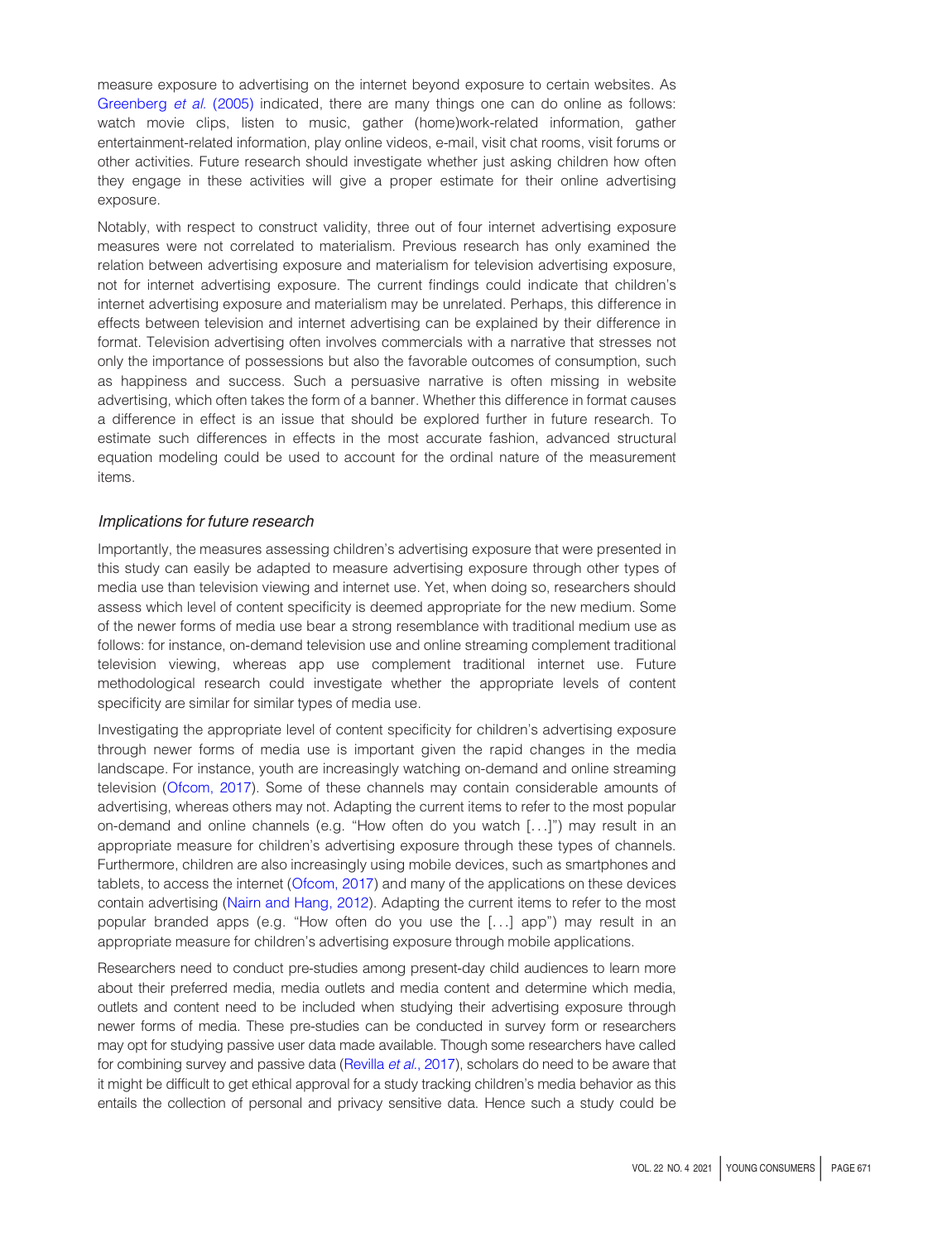measure exposure to advertising on the internet beyond exposure to certain websites. As Greenberg *et al.* (2005) indicated, there are many things one can do online as follows: watch movie clips, listen to music, gather (home)work-related information, gather entertainment-related information, play online videos, e-mail, visit chat rooms, visit forums or other activities. Future research should investigate whether just asking children how often they engage in these activities will give a proper estimate for their online advertising exposure.

Notably, with respect to construct validity, three out of four internet advertising exposure measures were not correlated to materialism. Previous research has only examined the relation between advertising exposure and materialism for television advertising exposure, not for internet advertising exposure. The current findings could indicate that children's internet advertising exposure and materialism may be unrelated. Perhaps, this difference in effects between television and internet advertising can be explained by their difference in format. Television advertising often involves commercials with a narrative that stresses not only the importance of possessions but also the favorable outcomes of consumption, such as happiness and success. Such a persuasive narrative is often missing in website advertising, which often takes the form of a banner. Whether this difference in format causes a difference in effect is an issue that should be explored further in future research. To estimate such differences in effects in the most accurate fashion, advanced structural equation modeling could be used to account for the ordinal nature of the measurement items.

### *Implications for future research*

Importantly, the measures assessing children's advertising exposure that were presented in this study can easily be adapted to measure advertising exposure through other types of media use than television viewing and internet use. Yet, when doing so, researchers should assess which level of content specificity is deemed appropriate for the new medium. Some of the newer forms of media use bear a strong resemblance with traditional medium use as follows: for instance, on-demand television use and online streaming complement traditional television viewing, whereas app use complement traditional internet use. Future methodological research could investigate whether the appropriate levels of content specificity are similar for similar types of media use.

Investigating the appropriate level of content specificity for children's advertising exposure through newer forms of media use is important given the rapid changes in the media landscape. For instance, youth are increasingly watching on-demand and online streaming television (Ofcom, 2017). Some of these channels may contain considerable amounts of advertising, whereas others may not. Adapting the current items to refer to the most popular on-demand and online channels (e.g. "How often do you watch [...]") may result in an appropriate measure for children's advertising exposure through these types of channels. Furthermore, children are also increasingly using mobile devices, such as smartphones and tablets, to access the internet (Ofcom, 2017) and many of the applications on these devices contain advertising (Nairn and Hang, 2012). Adapting the current items to refer to the most popular branded apps (e.g. "How often do you use the [...] app") may result in an appropriate measure for children's advertising exposure through mobile applications.

Researchers need to conduct pre-studies among present-day child audiences to learn more about their preferred media, media outlets and media content and determine which media, outlets and content need to be included when studying their advertising exposure through newer forms of media. These pre-studies can be conducted in survey form or researchers may opt for studying passive user data made available. Though some researchers have called for combining survey and passive data (Revilla *et al.*, 2017), scholars do need to be aware that it might be difficult to get ethical approval for a study tracking children's media behavior as this entails the collection of personal and privacy sensitive data. Hence such a study could be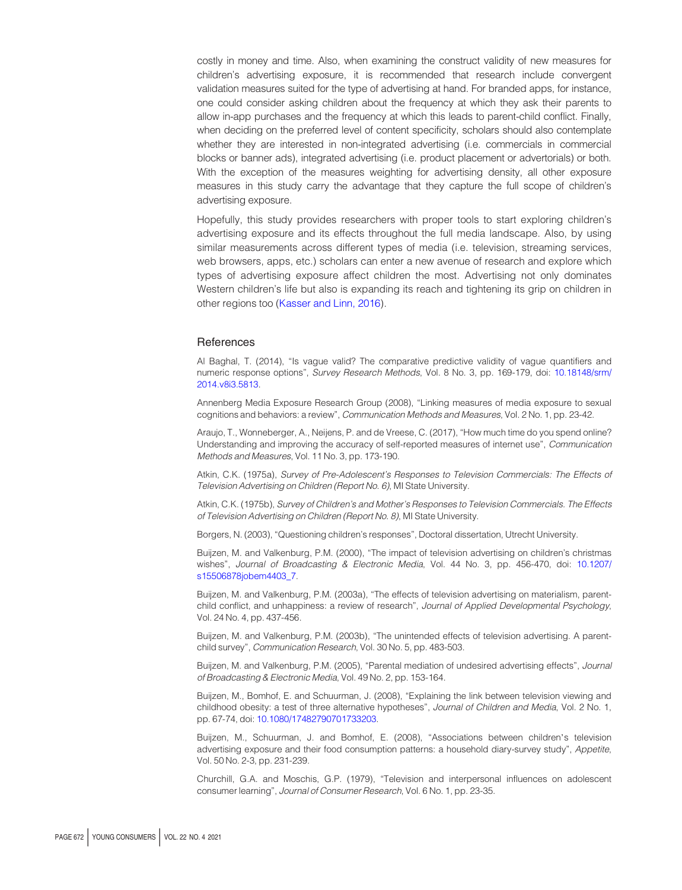costly in money and time. Also, when examining the construct validity of new measures for children's advertising exposure, it is recommended that research include convergent validation measures suited for the type of advertising at hand. For branded apps, for instance, one could consider asking children about the frequency at which they ask their parents to allow in-app purchases and the frequency at which this leads to parent-child conflict. Finally, when deciding on the preferred level of content specificity, scholars should also contemplate whether they are interested in non-integrated advertising (i.e. commercials in commercial blocks or banner ads), integrated advertising (i.e. product placement or advertorials) or both. With the exception of the measures weighting for advertising density, all other exposure measures in this study carry the advantage that they capture the full scope of children's advertising exposure.

Hopefully, this study provides researchers with proper tools to start exploring children's advertising exposure and its effects throughout the full media landscape. Also, by using similar measurements across different types of media (i.e. television, streaming services, web browsers, apps, etc.) scholars can enter a new avenue of research and explore which types of advertising exposure affect children the most. Advertising not only dominates Western children's life but also is expanding its reach and tightening its grip on children in other regions too (Kasser and Linn, 2016).

## References

Al Baghal, T. (2014), "Is vague valid? The comparative predictive validity of vague quantifiers and numeric response options", *Survey Research Methods*, Vol. 8 No. 3, pp. 169-179, doi: 10.18148/srm/2014.v8i3.5813.

Annenberg Media Exposure Research Group (2008), "Linking measures of media exposure to sexual cognitions and behaviors: a review", *Communication Methods and Measures*, Vol. 2 No. 1, pp. 23-42.

Araujo, T., Wonneberger, A., Neijens, P. and de Vreese, C. (2017), "How much time do you spend online? Understanding and improving the accuracy of self-reported measures of internet use", *Communication Methods and Measures*, Vol. 11 No. 3, pp. 173-190.

Atkin, C.K. (1975a), *Survey of Pre-Adolescent's Responses to Television Commercials: The Effects of Television Advertising on Children (Report No. 6)*, MI State University.

Atkin, C.K. (1975b), *Survey of Children's and Mother's Responses to Television Commercials. The Effects of Television Advertising on Children (Report No. 8)*, MI State University.

Borgers, N. (2003), "Questioning children's responses", Doctoral dissertation, Utrecht University.

Buijzen, M. and Valkenburg, P.M. (2000), "The impact of television advertising on children's christmas wishes", *Journal of Broadcasting & Electronic Media*, Vol. 44 No. 3, pp. 456-470, doi: 10.1207/s15506878jobem4403_7.

Buijzen, M. and Valkenburg, P.M. (2003a), "The effects of television advertising on materialism, parent-child conflict, and unhappiness: a review of research", *Journal of Applied Developmental Psychology*, Vol. 24 No. 4, pp. 437-456.

Buijzen, M. and Valkenburg, P.M. (2003b), "The unintended effects of television advertising. A parent-child survey", *Communication Research*, Vol. 30 No. 5, pp. 483-503.

Buijzen, M. and Valkenburg, P.M. (2005), "Parental mediation of undesired advertising effects", *Journal of Broadcasting & Electronic Media*, Vol. 49 No. 2, pp. 153-164.

Buijzen, M., Bomhof, E. and Schuurman, J. (2008), "Explaining the link between television viewing and childhood obesity: a test of three alternative hypotheses", *Journal of Children and Media*, Vol. 2 No. 1, pp. 67-74, doi: 10.1080/17482790701733203.

Buijzen, M., Schuurman, J. and Bomhof, E. (2008), "Associations between children's television advertising exposure and their food consumption patterns: a household diary-survey study", *Appetite*, Vol. 50 No. 2-3, pp. 231-239.

Churchill, G.A. and Moschis, G.P. (1979), "Television and interpersonal influences on adolescent consumer learning", *Journal of Consumer Research*, Vol. 6 No. 1, pp. 23-35.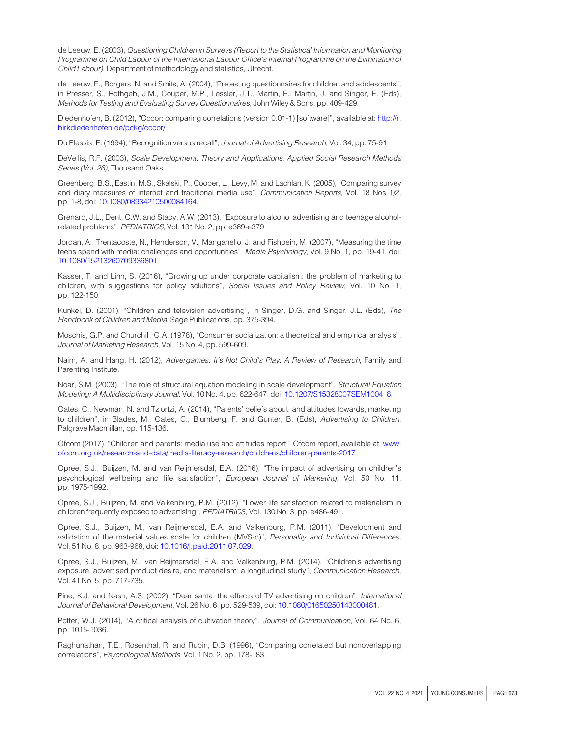de Leeuw, E. (2003), *Questioning Children in Surveys (Report to the Statistical Information and Monitoring Programme on Child Labour of the International Labour Office's Internal Programme on the Elimination of Child Labour)*, Department of methodology and statistics, Utrecht.

de Leeuw, E., Borgers, N. and Smits, A. (2004), "Pretesting questionnaires for children and adolescents", in Presser, S., Rothgeb, J.M., Couper, M.P., Lessler, J.T., Martin, E., Martin, J. and Singer, E. (Eds), *Methods for Testing and Evaluating Survey Questionnaires*, John Wiley & Sons, pp. 409-429.

Diedenhofen, B. (2012), "Cocor: comparing correlations (version 0.01-1) [software]", available at: http://r.birkdiedenhofen.de/pckg/cocor/

Du Plessis, E. (1994), "Recognition versus recall", *Journal of Advertising Research*, Vol. 34, pp. 75-91.

DeVellis, R.F. (2003), *Scale Development. Theory and Applications. Applied Social Research Methods Series (Vol. 26)*, Thousand Oaks.

Greenberg, B.S., Eastin, M.S., Skalski, P., Cooper, L., Levy, M. and Lachlan, K. (2005), "Comparing survey and diary measures of internet and traditional media use", *Communication Reports*, Vol. 18 Nos 1/2, pp. 1-8, doi: 10.1080/08934210500084164.

Grenard, J.L., Dent, C.W. and Stacy, A.W. (2013), "Exposure to alcohol advertising and teenage alcohol-related problems", *PEDIATRICS*, Vol. 131 No. 2, pp. e369-e379.

Jordan, A., Trentacoste, N., Henderson, V., Manganello, J. and Fishbein, M. (2007), "Measuring the time teens spend with media: challenges and opportunities", *Media Psychology*, Vol. 9 No. 1, pp. 19-41, doi: 10.1080/15213260709336801.

Kasser, T. and Linn, S. (2016), "Growing up under corporate capitalism: the problem of marketing to children, with suggestions for policy solutions", *Social Issues and Policy Review*, Vol. 10 No. 1, pp. 122-150.

Kunkel, D. (2001), "Children and television advertising", in Singer, D.G. and Singer, J.L. (Eds), *The Handbook of Children and Media*, Sage Publications, pp. 375-394.

Moschis, G.P. and Churchill, G.A. (1978), "Consumer socialization: a theoretical and empirical analysis", *Journal of Marketing Research*, Vol. 15 No. 4, pp. 599-609.

Nairn, A. and Hang, H. (2012), *Advergames: It's Not Child's Play. A Review of Research*, Family and Parenting Institute.

Noar, S.M. (2003), "The role of structural equation modeling in scale development", *Structural Equation Modeling: A Multidisciplinary Journal*, Vol. 10 No. 4, pp. 622-647, doi: 10.1207/S15328007SEM1004_8.

Oates, C., Newman, N. and Tziortzi, A. (2014), "Parents' beliefs about, and attitudes towards, marketing to children", in Blades, M., Oates, C., Blumberg, F. and Gunter, B. (Eds), *Advertising to Children*, Palgrave Macmillan, pp. 115-136.

Ofcom (2017), "Children and parents: media use and attitudes report", Ofcom report, available at: www.ofcom.org.uk/research-and-data/media-literacy-research/childrens/children-parents-2017

Opree, S.J., Buijzen, M. and van Reijmersdal, E.A. (2016), "The impact of advertising on children's psychological wellbeing and life satisfaction", *European Journal of Marketing*, Vol. 50 No. 11, pp. 1975-1992.

Opree, S.J., Buijzen, M. and Valkenburg, P.M. (2012), "Lower life satisfaction related to materialism in children frequently exposed to advertising", *PEDIATRICS*, Vol. 130 No. 3, pp. e486-491.

Opree, S.J., Buijzen, M., van Reijmersdal, E.A. and Valkenburg, P.M. (2011), "Development and validation of the material values scale for children (MVS-c)", *Personality and Individual Differences*, Vol. 51 No. 8, pp. 963-968, doi: 10.1016/j.paid.2011.07.029.

Opree, S.J., Buijzen, M., van Reijmersdal, E.A. and Valkenburg, P.M. (2014), "Children's advertising exposure, advertised product desire, and materialism: a longitudinal study", *Communication Research*, Vol. 41 No. 5, pp. 717-735.

Pine, K.J. and Nash, A.S. (2002), "Dear santa: the effects of TV advertising on children", *International Journal of Behavioral Development*, Vol. 26 No. 6, pp. 529-539, doi: 10.1080/01650250143000481.

Potter, W.J. (2014), "A critical analysis of cultivation theory", *Journal of Communication*, Vol. 64 No. 6, pp. 1015-1036.

Raghunathan, T.E., Rosenthal, R. and Rubin, D.B. (1996), "Comparing correlated but nonoverlapping correlations", *Psychological Methods*, Vol. 1 No. 2, pp. 178-183.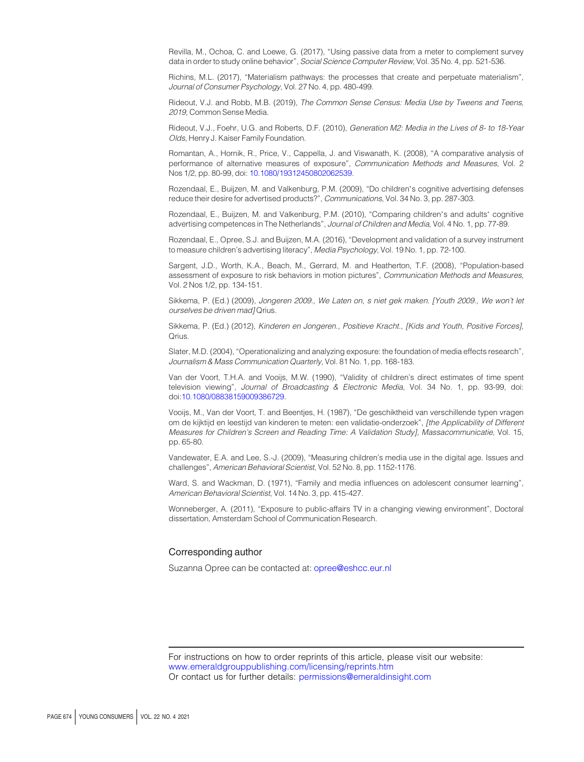Revilla, M., Ochoa, C. and Loewe, G. (2017), "Using passive data from a meter to complement survey data in order to study online behavior", *Social Science Computer Review*, Vol. 35 No. 4, pp. 521-536.

Richins, M.L. (2017), "Materialism pathways: the processes that create and perpetuate materialism", *Journal of Consumer Psychology*, Vol. 27 No. 4, pp. 480-499.

Rideout, V.J. and Robb, M.B. (2019), *The Common Sense Census: Media Use by Tweens and Teens, 2019*, Common Sense Media.

Rideout, V.J., Foehr, U.G. and Roberts, D.F. (2010), *Generation M2: Media in the Lives of 8- to 18-Year Olds*, Henry J. Kaiser Family Foundation.

Romantan, A., Hornik, R., Price, V., Cappella, J. and Viswanath, K. (2008), "A comparative analysis of performance of alternative measures of exposure", *Communication Methods and Measures*, Vol. 2 Nos 1/2, pp. 80-99, doi: 10.1080/19312450802062539.

Rozendaal, E., Buijzen, M. and Valkenburg, P.M. (2009), "Do children's cognitive advertising defenses reduce their desire for advertised products?", *Communications*, Vol. 34 No. 3, pp. 287-303.

Rozendaal, E., Buijzen, M. and Valkenburg, P.M. (2010), "Comparing children's and adults' cognitive advertising competences in The Netherlands", *Journal of Children and Media*, Vol. 4 No. 1, pp. 77-89.

Rozendaal, E., Opree, S.J. and Buijzen, M.A. (2016), "Development and validation of a survey instrument to measure children's advertising literacy", *Media Psychology*, Vol. 19 No. 1, pp. 72-100.

Sargent, J.D., Worth, K.A., Beach, M., Gerrard, M. and Heatherton, T.F. (2008), "Population-based assessment of exposure to risk behaviors in motion pictures", *Communication Methods and Measures*, Vol. 2 Nos 1/2, pp. 134-151.

Sikkema, P. (Ed.) (2009), *Jongeren 2009., We Laten on, s niet gek maken. [Youth 2009., We won't let ourselves be driven mad]* Qrius.

Sikkema, P. (Ed.) (2012), *Kinderen en Jongeren., Positieve Kracht., [Kids and Youth, Positive Forces]*, Qrius.

Slater, M.D. (2004), "Operationalizing and analyzing exposure: the foundation of media effects research", *Journalism & Mass Communication Quarterly*, Vol. 81 No. 1, pp. 168-183.

Van der Voort, T.H.A. and Vooijs, M.W. (1990), "Validity of children's direct estimates of time spent television viewing", *Journal of Broadcasting & Electronic Media*, Vol. 34 No. 1, pp. 93-99, doi:10.1080/08838159009386729.

Vooijs, M., Van der Voort, T. and Beentjes, H. (1987), "De geschiktheid van verschillende typen vragen om de kijktijd en leestijd van kinderen te meten: een validatie-onderzoek", *[the Applicability of Different Measures for Children's Screen and Reading Time: A Validation Study], Massacommunicatie*, Vol. 15, pp. 65-80.

Vandewater, E.A. and Lee, S.-J. (2009), "Measuring children's media use in the digital age. Issues and challenges", *American Behavioral Scientist*, Vol. 52 No. 8, pp. 1152-1176.

Ward, S. and Wackman, D. (1971), "Family and media influences on adolescent consumer learning", *American Behavioral Scientist*, Vol. 14 No. 3, pp. 415-427.

Wonneberger, A. (2011), "Exposure to public-affairs TV in a changing viewing environment", Doctoral dissertation, Amsterdam School of Communication Research.

## Corresponding author

Suzanna Opree can be contacted at: opree@eshcc.eur.nl

For instructions on how to order reprints of this article, please visit our website:
www.emeraldgrouppublishing.com/licensing/reprints.htm
Or contact us for further details: permissions@emeraldinsight.com